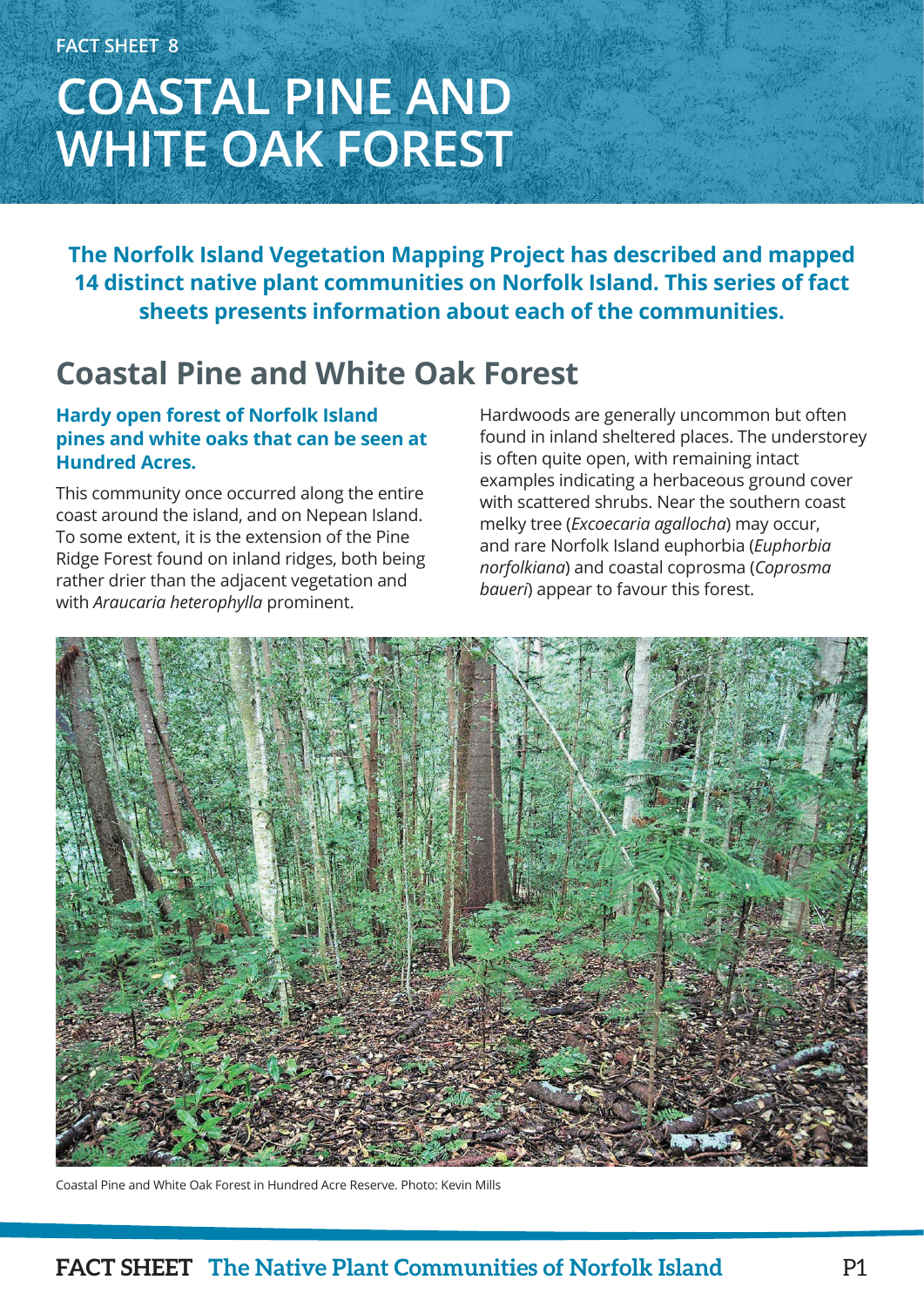FACT SHEET 8

# COASTAL PINE AND WHITE OAK FOREST

**The Norfolk Island Vegetation Mapping Project has described and mapped 14 distinct native plant communities on Norfolk Island. This series of fact sheets presents information about each of the communities.**

## Coastal Pine and White Oak Forest

### Hardy open forest of Norfolk Island pines and white oaks that can be seen at Hundred Acres.

This community once occurred along the entire coast around the island, and on Nepean Island. To some extent, it is the extension of the Pine Ridge Forest found on inland ridges, both being rather drier than the adjacent vegetation and with *Araucaria heterophylla* prominent.

Hardwoods are generally uncommon but often found in inland sheltered places. The understorey is often quite open, with remaining intact examples indicating a herbaceous ground cover with scattered shrubs. Near the southern coast melky tree (*Excoecaria agallocha*) may occur, and rare Norfolk Island euphorbia (*Euphorbia norfolkiana*) and coastal coprosma (*Coprosma baueri*) appear to favour this forest.

Coastal Pine and White Oak Forest in Hundred Acre Reserve. Photo: Kevin Mills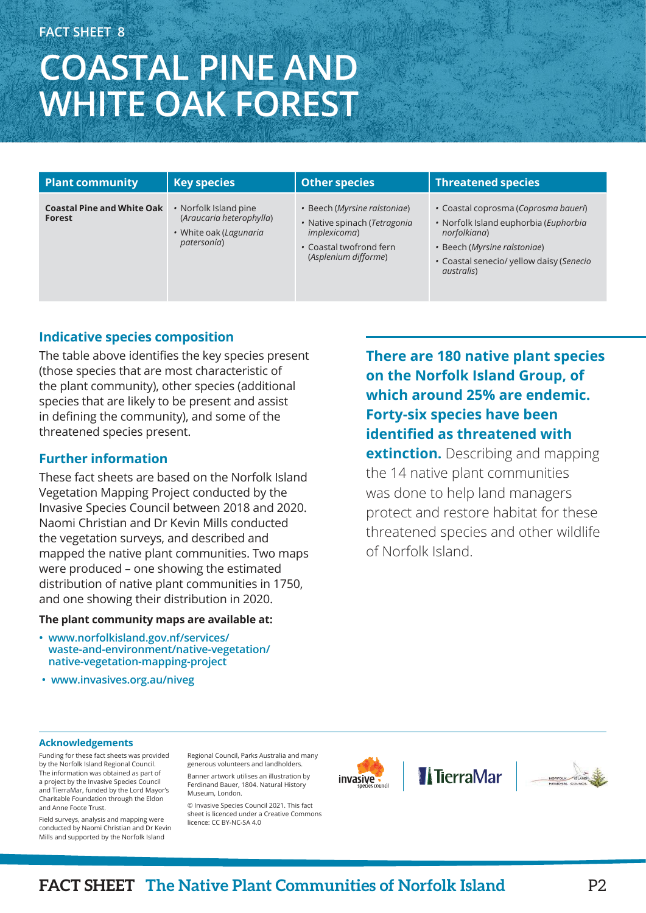FACT SHEET 8

# COASTAL PINE AND WHITE OAK FOREST

| Plant community | Key species | Other species | Threatened species |
|---|---|---|---|
| **Coastal Pine and White Oak Forest** | • Norfolk Island pine (*Araucaria heterophylla*)<br>• White oak (*Lagunaria patersonia*) | • Beech (*Myrsine ralstoniae*)<br>• Native spinach (*Tetragonia implexicoma*)<br>• Coastal twofront fern (*Asplenium difforme*) | • Coastal coprosma (*Coprosma baueri*)<br>• Norfolk Island euphorbia (*Euphorbia norfolkiana*)<br>• Beech (*Myrsine ralstoniae*)<br>• Coastal senecio/ yellow daisy (*Senecio australis*) |

## Indicative species composition

The table above identifies the key species present (those species that are most characteristic of the plant community), other species (additional species that are likely to be present and assist in defining the community), and some of the threatened species present.

## Further information

These fact sheets are based on the Norfolk Island Vegetation Mapping Project conducted by the Invasive Species Council between 2018 and 2020. Naomi Christian and Dr Kevin Mills conducted the vegetation surveys, and described and mapped the native plant communities. Two maps were produced – one showing the estimated distribution of native plant communities in 1750, and one showing their distribution in 2020.

**The plant community maps are available at:**

- **www.norfolkisland.gov.nf/services/waste-and-environment/native-vegetation/native-vegetation-mapping-project**
- **www.invasives.org.au/niveg**

**There are 180 native plant species on the Norfolk Island Group, of which around 25% are endemic. Forty-six species have been identified as threatened with extinction.** Describing and mapping the 14 native plant communities was done to help land managers protect and restore habitat for these threatened species and other wildlife of Norfolk Island.

### Acknowledgements

Funding for these fact sheets was provided by the Norfolk Island Regional Council. The information was obtained as part of a project by the Invasive Species Council and TierraMar, funded by the Lord Mayor's Charitable Foundation through the Eldon and Anne Foote Trust.

Field surveys, analysis and mapping were conducted by Naomi Christian and Dr Kevin Mills and supported by the Norfolk Island Regional Council, Parks Australia and many generous volunteers and landholders.

Banner artwork utilises an illustration by Ferdinand Bauer, 1804. Natural History Museum, London.

© Invasive Species Council 2021. This fact sheet is licenced under a Creative Commons licence: CC BY-NC-SA 4.0

invasive species council | TierraMar | Norfolk Island Regional Council